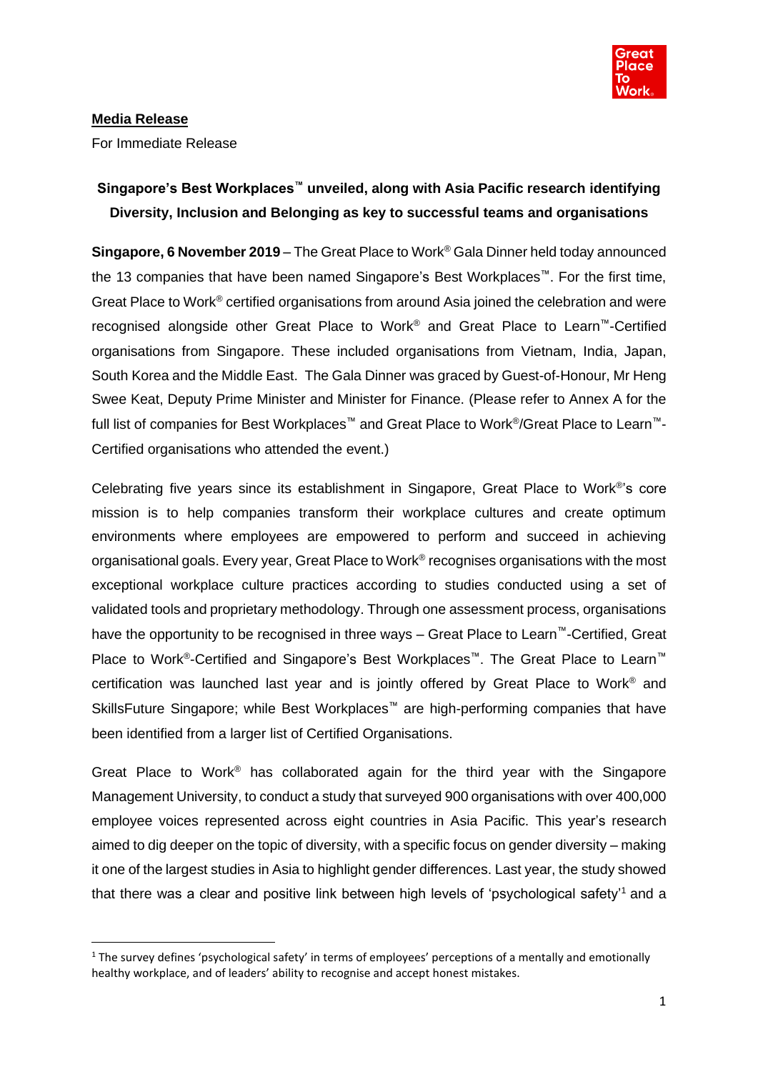**Media Release**

For Immediate Release

## Singapore's Best Workplaces™ unveiled, along with Asia Pacific research identifying Diversity, Inclusion and Belonging as key to successful teams and organisations

**Singapore, 6 November 2019** – The Great Place to Work® Gala Dinner held today announced the 13 companies that have been named Singapore's Best Workplaces™. For the first time, Great Place to Work® certified organisations from around Asia joined the celebration and were recognised alongside other Great Place to Work® and Great Place to Learn™-Certified organisations from Singapore. These included organisations from Vietnam, India, Japan, South Korea and the Middle East. The Gala Dinner was graced by Guest-of-Honour, Mr Heng Swee Keat, Deputy Prime Minister and Minister for Finance. (Please refer to Annex A for the full list of companies for Best Workplaces™ and Great Place to Work®/Great Place to Learn™-Certified organisations who attended the event.)

Celebrating five years since its establishment in Singapore, Great Place to Work®'s core mission is to help companies transform their workplace cultures and create optimum environments where employees are empowered to perform and succeed in achieving organisational goals. Every year, Great Place to Work® recognises organisations with the most exceptional workplace culture practices according to studies conducted using a set of validated tools and proprietary methodology. Through one assessment process, organisations have the opportunity to be recognised in three ways – Great Place to Learn™-Certified, Great Place to Work®-Certified and Singapore's Best Workplaces™. The Great Place to Learn™ certification was launched last year and is jointly offered by Great Place to Work® and SkillsFuture Singapore; while Best Workplaces™ are high-performing companies that have been identified from a larger list of Certified Organisations.

Great Place to Work® has collaborated again for the third year with the Singapore Management University, to conduct a study that surveyed 900 organisations with over 400,000 employee voices represented across eight countries in Asia Pacific. This year's research aimed to dig deeper on the topic of diversity, with a specific focus on gender diversity – making it one of the largest studies in Asia to highlight gender differences. Last year, the study showed that there was a clear and positive link between high levels of 'psychological safety'[1] and a

---

[1] The survey defines 'psychological safety' in terms of employees' perceptions of a mentally and emotionally healthy workplace, and of leaders' ability to recognise and accept honest mistakes.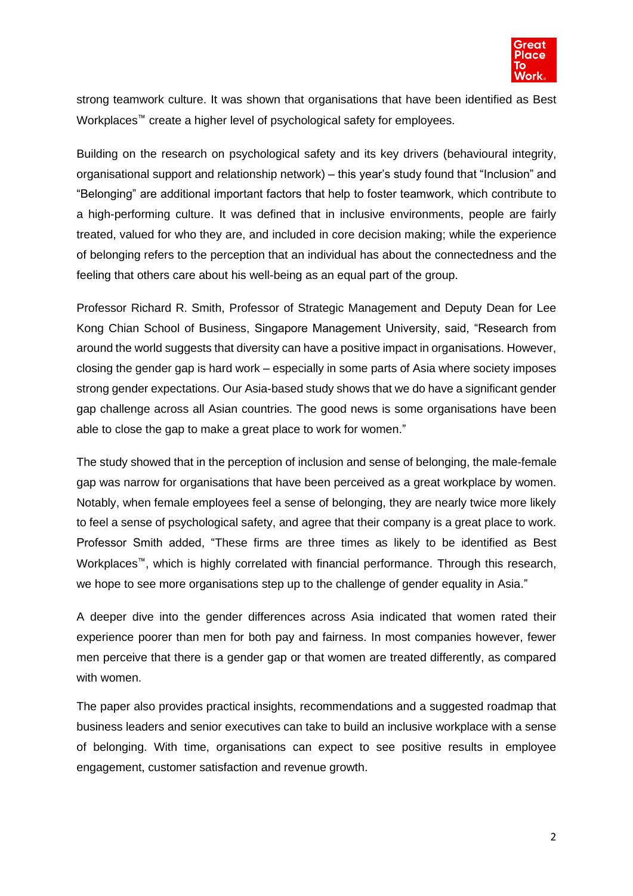strong teamwork culture. It was shown that organisations that have been identified as Best Workplaces™ create a higher level of psychological safety for employees.

Building on the research on psychological safety and its key drivers (behavioural integrity, organisational support and relationship network) – this year's study found that "Inclusion" and "Belonging" are additional important factors that help to foster teamwork, which contribute to a high-performing culture. It was defined that in inclusive environments, people are fairly treated, valued for who they are, and included in core decision making; while the experience of belonging refers to the perception that an individual has about the connectedness and the feeling that others care about his well-being as an equal part of the group.

Professor Richard R. Smith, Professor of Strategic Management and Deputy Dean for Lee Kong Chian School of Business, Singapore Management University, said, "Research from around the world suggests that diversity can have a positive impact in organisations. However, closing the gender gap is hard work – especially in some parts of Asia where society imposes strong gender expectations. Our Asia-based study shows that we do have a significant gender gap challenge across all Asian countries. The good news is some organisations have been able to close the gap to make a great place to work for women."

The study showed that in the perception of inclusion and sense of belonging, the male-female gap was narrow for organisations that have been perceived as a great workplace by women. Notably, when female employees feel a sense of belonging, they are nearly twice more likely to feel a sense of psychological safety, and agree that their company is a great place to work. Professor Smith added, "These firms are three times as likely to be identified as Best Workplaces™, which is highly correlated with financial performance. Through this research, we hope to see more organisations step up to the challenge of gender equality in Asia."

A deeper dive into the gender differences across Asia indicated that women rated their experience poorer than men for both pay and fairness. In most companies however, fewer men perceive that there is a gender gap or that women are treated differently, as compared with women.

The paper also provides practical insights, recommendations and a suggested roadmap that business leaders and senior executives can take to build an inclusive workplace with a sense of belonging. With time, organisations can expect to see positive results in employee engagement, customer satisfaction and revenue growth.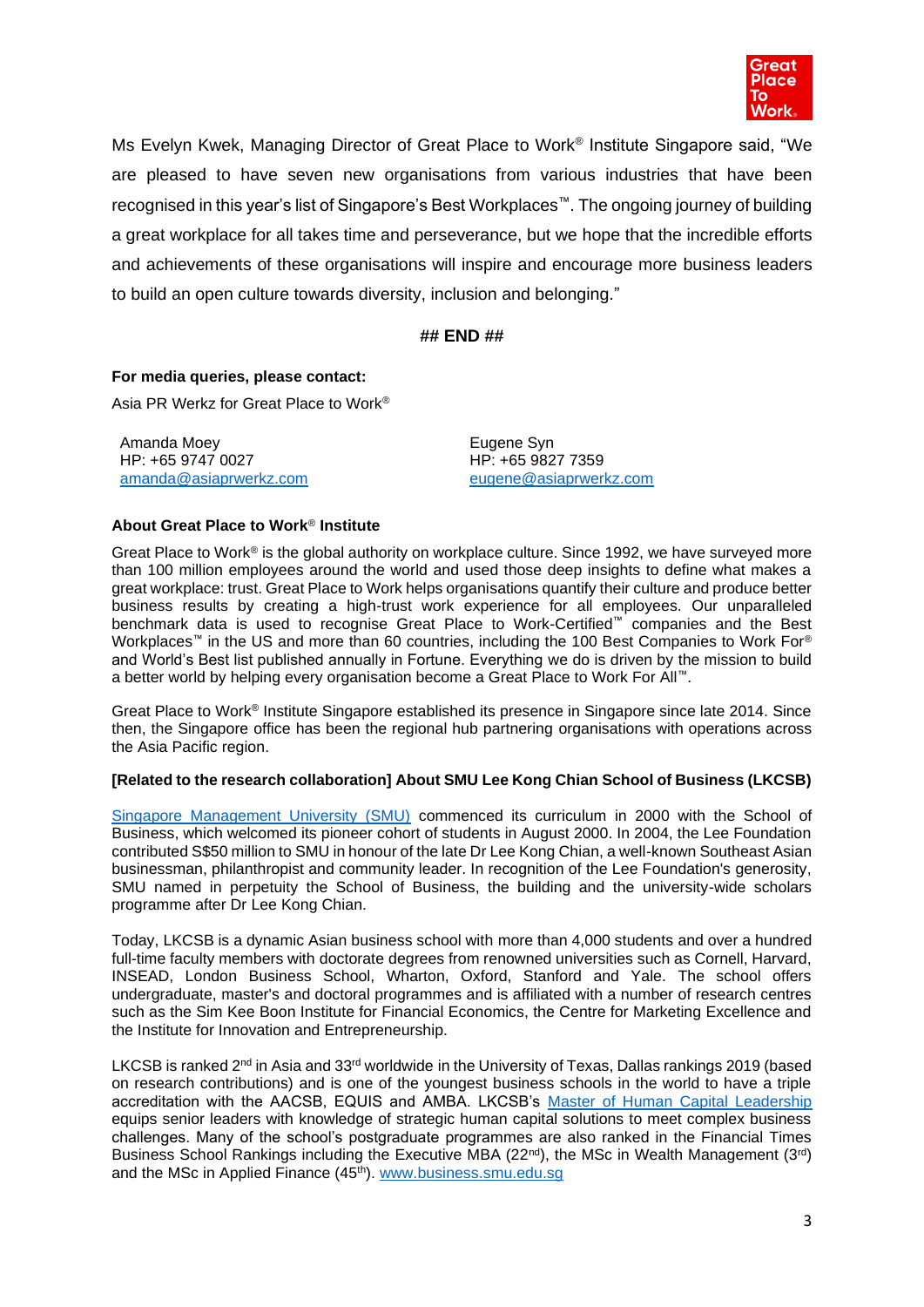Ms Evelyn Kwek, Managing Director of Great Place to Work® Institute Singapore said, "We are pleased to have seven new organisations from various industries that have been recognised in this year's list of Singapore's Best Workplaces™. The ongoing journey of building a great workplace for all takes time and perseverance, but we hope that the incredible efforts and achievements of these organisations will inspire and encourage more business leaders to build an open culture towards diversity, inclusion and belonging."

**## END ##**

**For media queries, please contact:**

Asia PR Werkz for Great Place to Work®

Amanda Moey
HP: +65 9747 0027
amanda@asiaprwerkz.com

Eugene Syn
HP: +65 9827 7359
eugene@asiaprwerkz.com

**About Great Place to Work® Institute**

Great Place to Work® is the global authority on workplace culture. Since 1992, we have surveyed more than 100 million employees around the world and used those deep insights to define what makes a great workplace: trust. Great Place to Work helps organisations quantify their culture and produce better business results by creating a high-trust work experience for all employees. Our unparalleled benchmark data is used to recognise Great Place to Work-Certified™ companies and the Best Workplaces™ in the US and more than 60 countries, including the 100 Best Companies to Work For® and World's Best list published annually in Fortune. Everything we do is driven by the mission to build a better world by helping every organisation become a Great Place to Work For All™.

Great Place to Work® Institute Singapore established its presence in Singapore since late 2014. Since then, the Singapore office has been the regional hub partnering organisations with operations across the Asia Pacific region.

**[Related to the research collaboration] About SMU Lee Kong Chian School of Business (LKCSB)**

Singapore Management University (SMU) commenced its curriculum in 2000 with the School of Business, which welcomed its pioneer cohort of students in August 2000. In 2004, the Lee Foundation contributed S$50 million to SMU in honour of the late Dr Lee Kong Chian, a well-known Southeast Asian businessman, philanthropist and community leader. In recognition of the Lee Foundation's generosity, SMU named in perpetuity the School of Business, the building and the university-wide scholars programme after Dr Lee Kong Chian.

Today, LKCSB is a dynamic Asian business school with more than 4,000 students and over a hundred full-time faculty members with doctorate degrees from renowned universities such as Cornell, Harvard, INSEAD, London Business School, Wharton, Oxford, Stanford and Yale. The school offers undergraduate, master's and doctoral programmes and is affiliated with a number of research centres such as the Sim Kee Boon Institute for Financial Economics, the Centre for Marketing Excellence and the Institute for Innovation and Entrepreneurship.

LKCSB is ranked 2nd in Asia and 33rd worldwide in the University of Texas, Dallas rankings 2019 (based on research contributions) and is one of the youngest business schools in the world to have a triple accreditation with the AACSB, EQUIS and AMBA. LKCSB's Master of Human Capital Leadership equips senior leaders with knowledge of strategic human capital solutions to meet complex business challenges. Many of the school's postgraduate programmes are also ranked in the Financial Times Business School Rankings including the Executive MBA (22nd), the MSc in Wealth Management (3rd) and the MSc in Applied Finance (45th). www.business.smu.edu.sg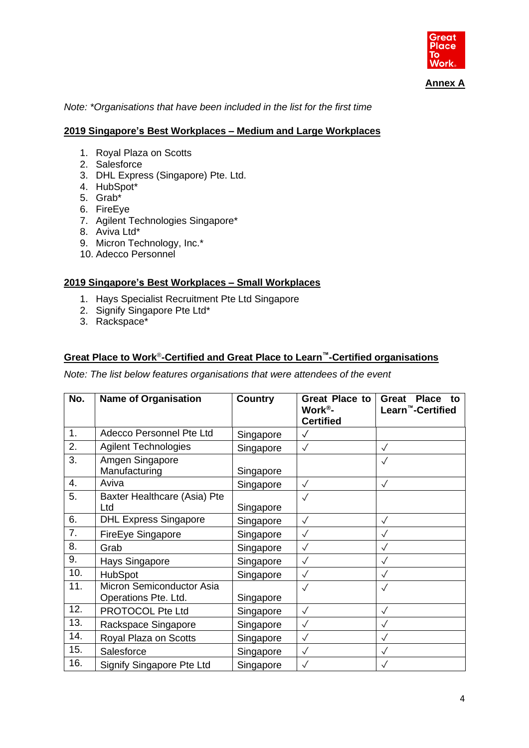**Annex A**

*Note: \*Organisations that have been included in the list for the first time*

## 2019 Singapore's Best Workplaces – Medium and Large Workplaces

1. Royal Plaza on Scotts
2. Salesforce
3. DHL Express (Singapore) Pte. Ltd.
4. HubSpot*
5. Grab*
6. FireEye
7. Agilent Technologies Singapore*
8. Aviva Ltd*
9. Micron Technology, Inc.*
10. Adecco Personnel

## 2019 Singapore's Best Workplaces – Small Workplaces

1. Hays Specialist Recruitment Pte Ltd Singapore
2. Signify Singapore Pte Ltd*
3. Rackspace*

## Great Place to Work®-Certified and Great Place to Learn™-Certified organisations

*Note: The list below features organisations that were attendees of the event*

| No. | Name of Organisation | Country | Great Place to Work®-Certified | Great Place to Learn™-Certified |
|---|---|---|---|---|
| 1. | Adecco Personnel Pte Ltd | Singapore | √ | |
| 2. | Agilent Technologies | Singapore | √ | √ |
| 3. | Amgen Singapore Manufacturing | Singapore | | √ |
| 4. | Aviva | Singapore | √ | √ |
| 5. | Baxter Healthcare (Asia) Pte Ltd | Singapore | √ | |
| 6. | DHL Express Singapore | Singapore | √ | √ |
| 7. | FireEye Singapore | Singapore | √ | √ |
| 8. | Grab | Singapore | √ | √ |
| 9. | Hays Singapore | Singapore | √ | √ |
| 10. | HubSpot | Singapore | √ | √ |
| 11. | Micron Semiconductor Asia Operations Pte. Ltd. | Singapore | √ | √ |
| 12. | PROTOCOL Pte Ltd | Singapore | √ | √ |
| 13. | Rackspace Singapore | Singapore | √ | √ |
| 14. | Royal Plaza on Scotts | Singapore | √ | √ |
| 15. | Salesforce | Singapore | √ | √ |
| 16. | Signify Singapore Pte Ltd | Singapore | √ | √ |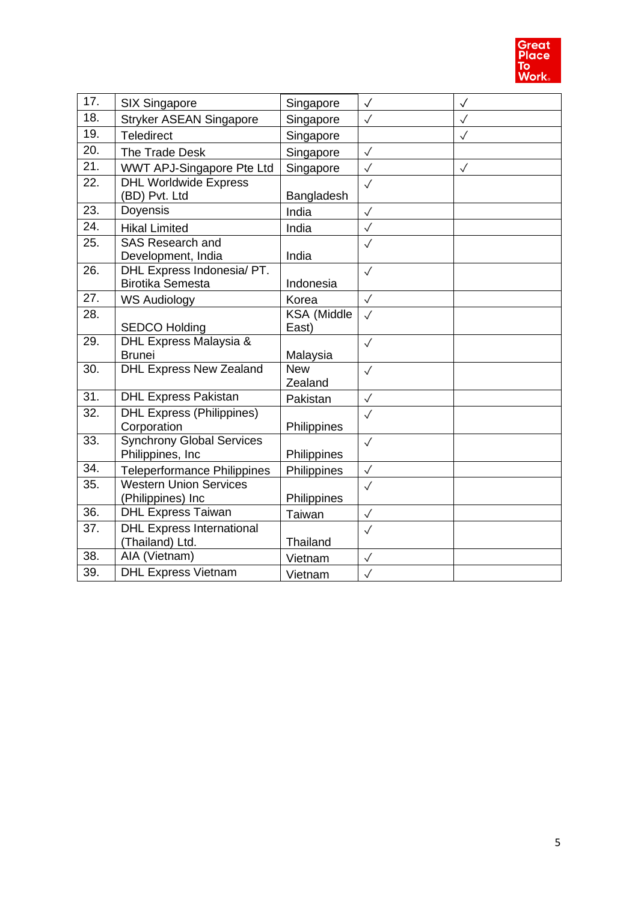| | | | | |
|---|---|---|---|---|
| 17. | SIX Singapore | Singapore | ✓ | ✓ |
| 18. | Stryker ASEAN Singapore | Singapore | ✓ | ✓ |
| 19. | Teledirect | Singapore | | ✓ |
| 20. | The Trade Desk | Singapore | ✓ | |
| 21. | WWT APJ-Singapore Pte Ltd | Singapore | ✓ | ✓ |
| 22. | DHL Worldwide Express (BD) Pvt. Ltd | Bangladesh | ✓ | |
| 23. | Doyensis | India | ✓ | |
| 24. | Hikal Limited | India | ✓ | |
| 25. | SAS Research and Development, India | India | ✓ | |
| 26. | DHL Express Indonesia/ PT. Birotika Semesta | Indonesia | ✓ | |
| 27. | WS Audiology | Korea | ✓ | |
| 28. | SEDCO Holding | KSA (Middle East) | ✓ | |
| 29. | DHL Express Malaysia & Brunei | Malaysia | ✓ | |
| 30. | DHL Express New Zealand | New Zealand | ✓ | |
| 31. | DHL Express Pakistan | Pakistan | ✓ | |
| 32. | DHL Express (Philippines) Corporation | Philippines | ✓ | |
| 33. | Synchrony Global Services Philippines, Inc | Philippines | ✓ | |
| 34. | Teleperformance Philippines | Philippines | ✓ | |
| 35. | Western Union Services (Philippines) Inc | Philippines | ✓ | |
| 36. | DHL Express Taiwan | Taiwan | ✓ | |
| 37. | DHL Express International (Thailand) Ltd. | Thailand | ✓ | |
| 38. | AIA (Vietnam) | Vietnam | ✓ | |
| 39. | DHL Express Vietnam | Vietnam | ✓ | |